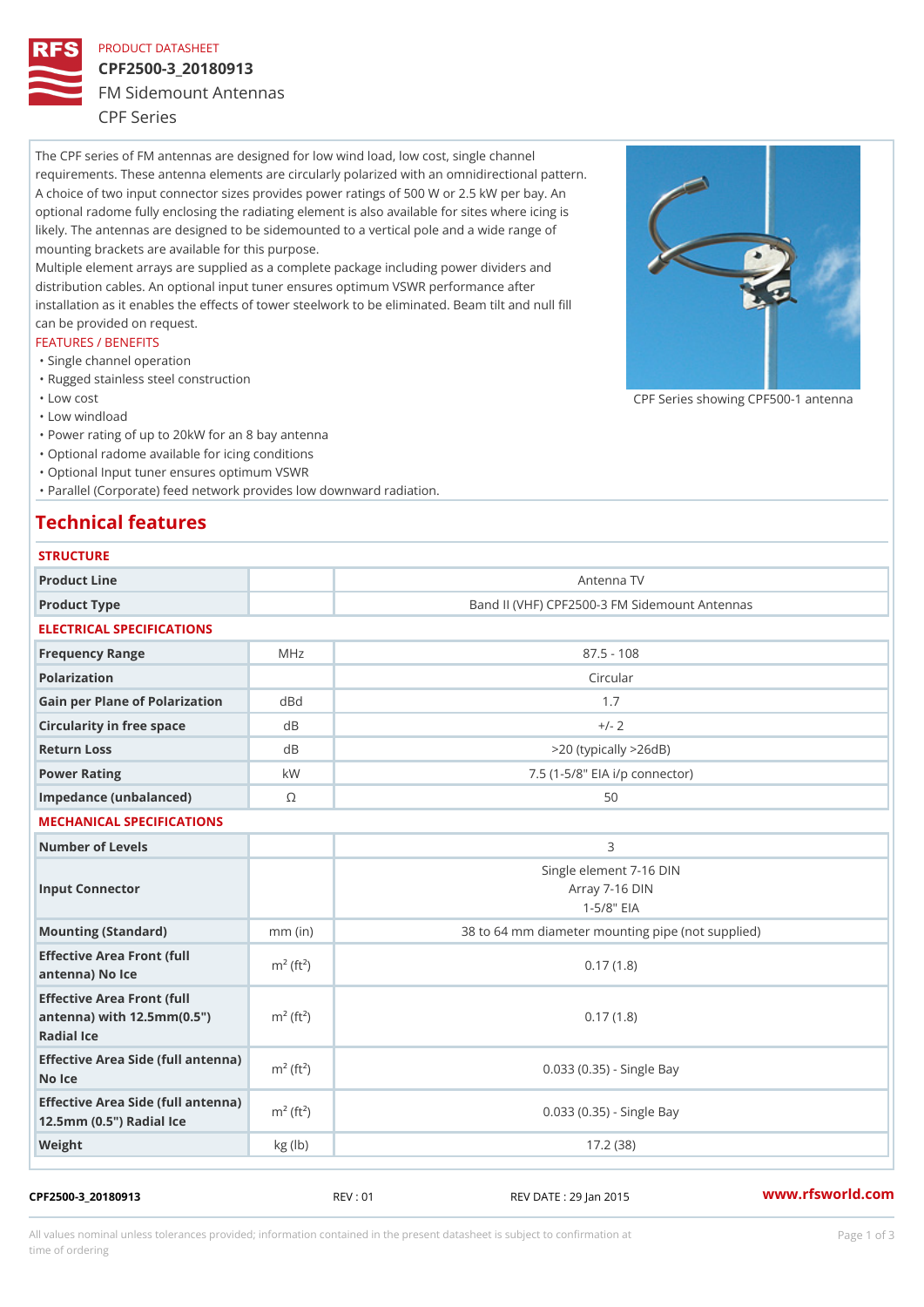PRODUCT DATASHEET

# CPF2500-3_20180913

## FM Sidemount Antennas

CPF Series

The CPF series of FM antennas are designed for low wind load, low cost, single channel requirements. These antenna elements are circularly polarized with an omnidirectional pattern. A choice of two input connector sizes provides power ratings of 500 W or 2.5 kW per bay. An optional radome fully enclosing the radiating element is also available for sites where icing is likely. The antennas are designed to be sidemounted to a vertical pole and a wide range of mounting brackets are available for this purpose.

Multiple element arrays are supplied as a complete package including power dividers and distribution cables. An optional input tuner ensures optimum VSWR performance after installation as it enables the effects of tower steelwork to be eliminated. Beam tilt and null fill can be provided on request.

CPF Series showing CPF500-1 antenna

FEATURES / BENEFITS

- Single channel operation
- Rugged stainless steel construction
- Low cost
- Low windload
- Power rating of up to 20kW for an 8 bay antenna
- Optional radome available for icing conditions
- Optional Input tuner ensures optimum VSWR
- Parallel (Corporate) feed network provides low downward radiation.

## Technical features

### STRUCTURE

| | | |
|---|---|---|
| Product Line | | Antenna TV |
| Product Type | | Band II (VHF) CPF2500-3 FM Sidemount Antennas |

### ELECTRICAL SPECIFICATIONS

| | | |
|---|---|---|
| Frequency Range | MHz | 87.5 - 108 |
| Polarization | | Circular |
| Gain per Plane of Polarization | dBd | 1.7 |
| Circularity in free space | dB | +/- 2 |
| Return Loss | dB | >20 (typically >26dB) |
| Power Rating | kW | 7.5 (1-5/8" EIA i/p connector) |
| Impedance (unbalanced) | Ω | 50 |

### MECHANICAL SPECIFICATIONS

| | | |
|---|---|---|
| Number of Levels | | 3 |
| Input Connector | | Single element 7-16 DIN<br>Array 7-16 DIN<br>1-5/8" EIA |
| Mounting (Standard) | mm (in) | 38 to 64 mm diameter mounting pipe (not supplied) |
| Effective Area Front (full antenna) No Ice | $m^2$ ($ft^2$) | 0.17 (1.8) |
| Effective Area Front (full antenna) with 12.5mm(0.5") Radial Ice | $m^2$ ($ft^2$) | 0.17 (1.8) |
| Effective Area Side (full antenna) No Ice | $m^2$ ($ft^2$) | 0.033 (0.35) - Single Bay |
| Effective Area Side (full antenna) 12.5mm (0.5") Radial Ice | $m^2$ ($ft^2$) | 0.033 (0.35) - Single Bay |
| Weight | kg (lb) | 17.2 (38) |

CPF2500-3_20180913 REV : 01 REV DATE : 29 Jan 2015 www.rfsworld.com

All values nominal unless tolerances provided; information contained in the present datasheet is subject to confirmation at time of ordering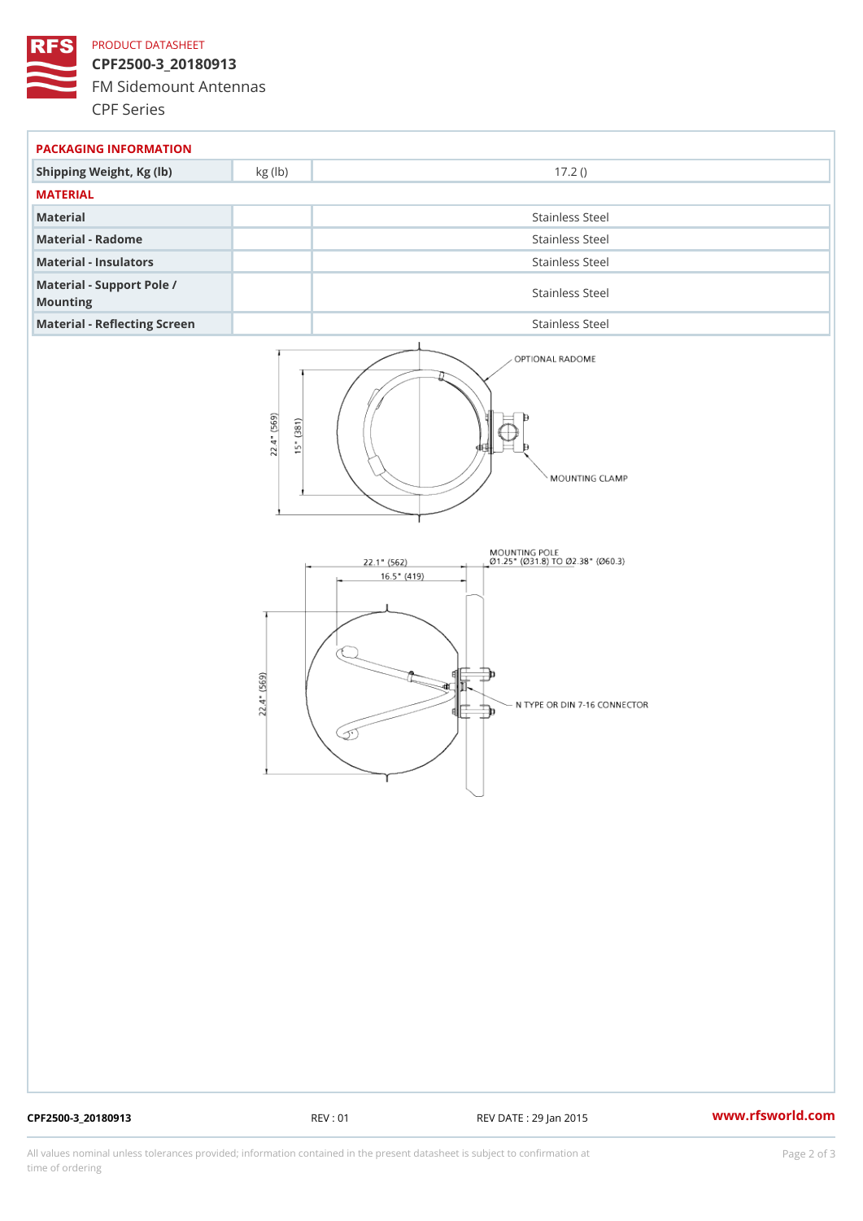PRODUCT DATASHEET

# CPF2500-3_20180913

FM Sidemount Antennas

CPF Series

## PACKAGING INFORMATION

| Shipping Weight, Kg (lb) | kg (lb) | 17.2 () |
|---|---|---|

## MATERIAL

| Material | | Stainless Steel |
|---|---|---|
| Material - Radome | | Stainless Steel |
| Material - Insulators | | Stainless Steel |
| Material - Support Pole / Mounting | | Stainless Steel |
| Material - Reflecting Screen | | Stainless Steel |

OPTIONAL RADOME

MOUNTING CLAMP

22.4" (569)

15" (381)

MOUNTING POLE
Ø1.25" (Ø31.8) TO Ø2.38" (Ø60.3)

22.1" (562)

16.5" (419)

22.4" (569)

N TYPE OR DIN 7-16 CONNECTOR

CPF2500-3_20180913 REV : 01 REV DATE : 29 Jan 2015 www.rfsworld.com

All values nominal unless tolerances provided; information contained in the present datasheet is subject to confirmation at time of ordering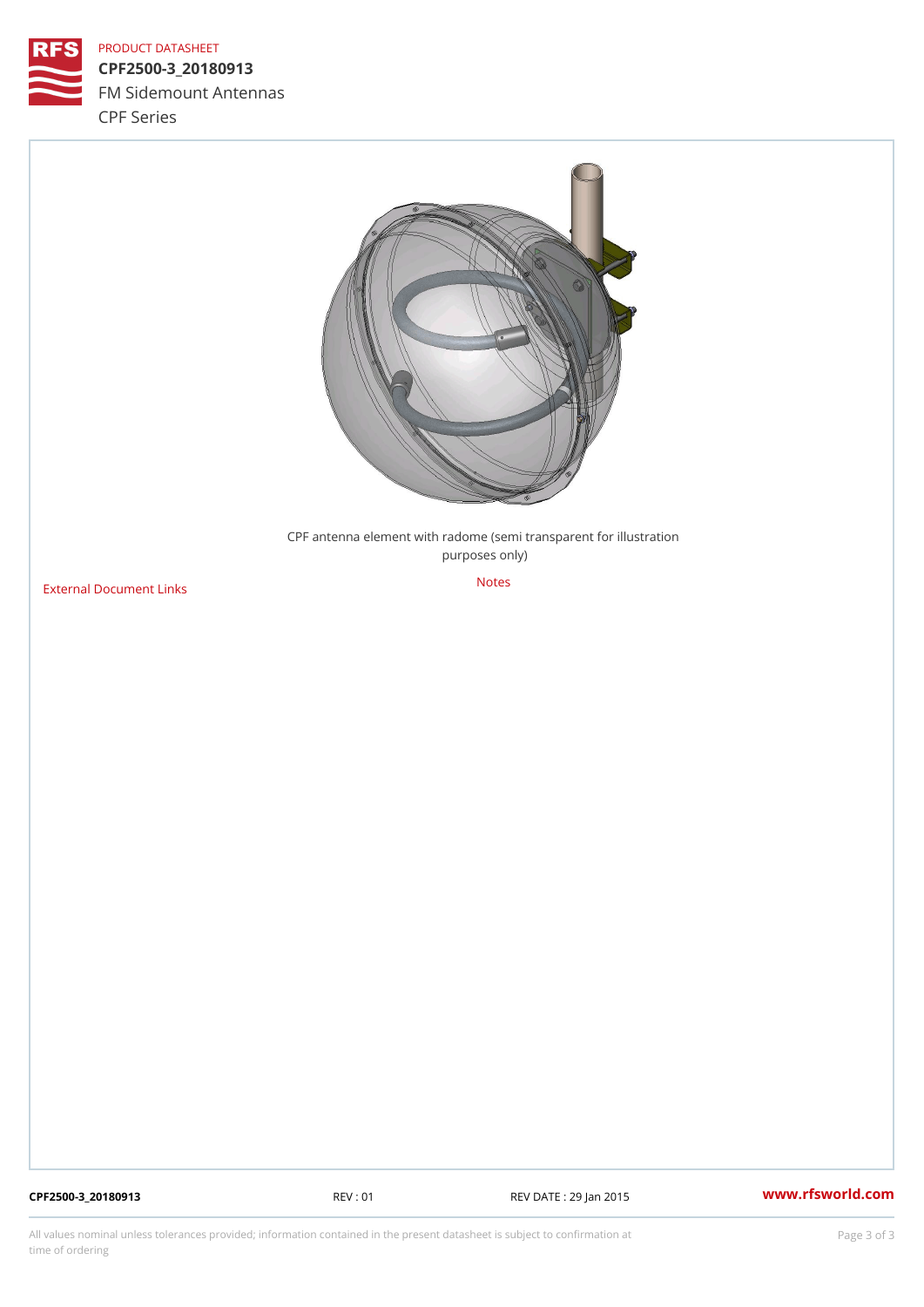CPF antenna element with radome (semi transparent for illustration purposes only)

External Document Links

Notes